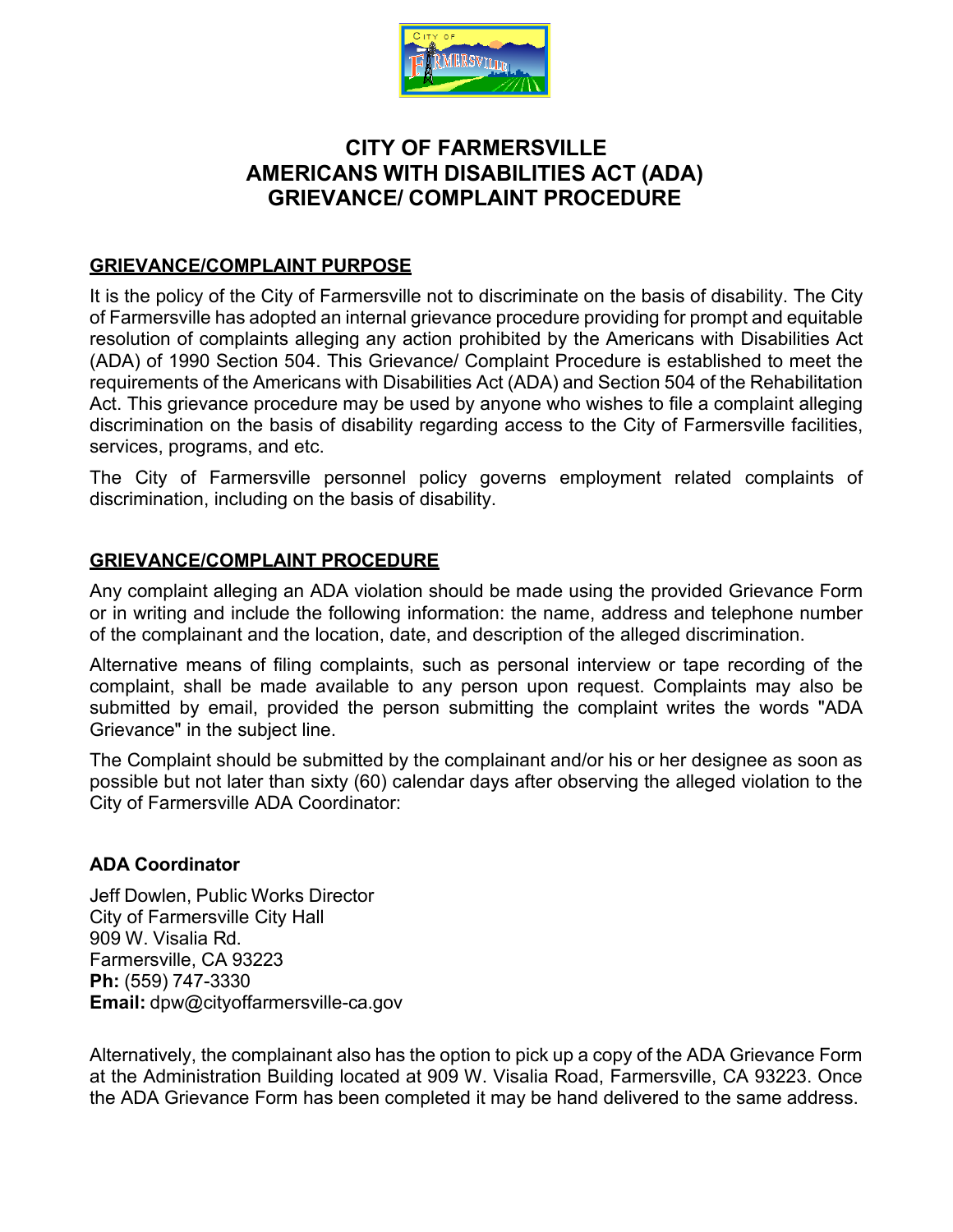# CITY OF FARMERSVILLE AMERICANS WITH DISABILITIES ACT (ADA) GRIEVANCE/ COMPLAINT PROCEDURE

## GRIEVANCE/COMPLAINT PURPOSE

It is the policy of the City of Farmersville not to discriminate on the basis of disability. The City of Farmersville has adopted an internal grievance procedure providing for prompt and equitable resolution of complaints alleging any action prohibited by the Americans with Disabilities Act (ADA) of 1990 Section 504. This Grievance/ Complaint Procedure is established to meet the requirements of the Americans with Disabilities Act (ADA) and Section 504 of the Rehabilitation Act. This grievance procedure may be used by anyone who wishes to file a complaint alleging discrimination on the basis of disability regarding access to the City of Farmersville facilities, services, programs, and etc.

The City of Farmersville personnel policy governs employment related complaints of discrimination, including on the basis of disability.

## GRIEVANCE/COMPLAINT PROCEDURE

Any complaint alleging an ADA violation should be made using the provided Grievance Form or in writing and include the following information: the name, address and telephone number of the complainant and the location, date, and description of the alleged discrimination.

Alternative means of filing complaints, such as personal interview or tape recording of the complaint, shall be made available to any person upon request. Complaints may also be submitted by email, provided the person submitting the complaint writes the words "ADA Grievance" in the subject line.

The Complaint should be submitted by the complainant and/or his or her designee as soon as possible but not later than sixty (60) calendar days after observing the alleged violation to the City of Farmersville ADA Coordinator:

### ADA Coordinator

Jeff Dowlen, Public Works Director
City of Farmersville City Hall
909 W. Visalia Rd.
Farmersville, CA 93223
**Ph:** (559) 747-3330
**Email:** dpw@cityoffarmersville-ca.gov

Alternatively, the complainant also has the option to pick up a copy of the ADA Grievance Form at the Administration Building located at 909 W. Visalia Road, Farmersville, CA 93223. Once the ADA Grievance Form has been completed it may be hand delivered to the same address.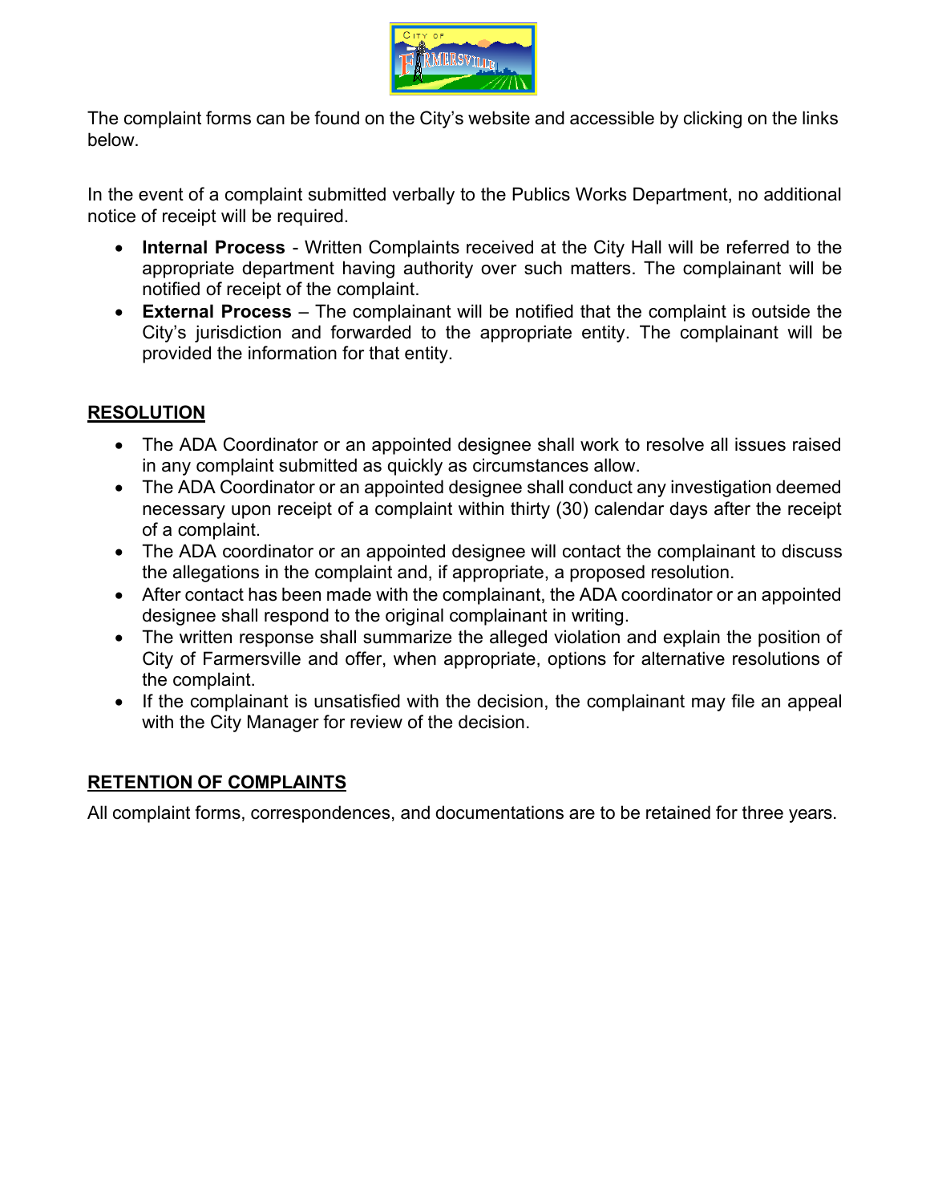The complaint forms can be found on the City's website and accessible by clicking on the links below.

In the event of a complaint submitted verbally to the Publics Works Department, no additional notice of receipt will be required.

- **Internal Process** - Written Complaints received at the City Hall will be referred to the appropriate department having authority over such matters. The complainant will be notified of receipt of the complaint.
- **External Process** – The complainant will be notified that the complaint is outside the City's jurisdiction and forwarded to the appropriate entity. The complainant will be provided the information for that entity.

## RESOLUTION

- The ADA Coordinator or an appointed designee shall work to resolve all issues raised in any complaint submitted as quickly as circumstances allow.
- The ADA Coordinator or an appointed designee shall conduct any investigation deemed necessary upon receipt of a complaint within thirty (30) calendar days after the receipt of a complaint.
- The ADA coordinator or an appointed designee will contact the complainant to discuss the allegations in the complaint and, if appropriate, a proposed resolution.
- After contact has been made with the complainant, the ADA coordinator or an appointed designee shall respond to the original complainant in writing.
- The written response shall summarize the alleged violation and explain the position of City of Farmersville and offer, when appropriate, options for alternative resolutions of the complaint.
- If the complainant is unsatisfied with the decision, the complainant may file an appeal with the City Manager for review of the decision.

## RETENTION OF COMPLAINTS

All complaint forms, correspondences, and documentations are to be retained for three years.